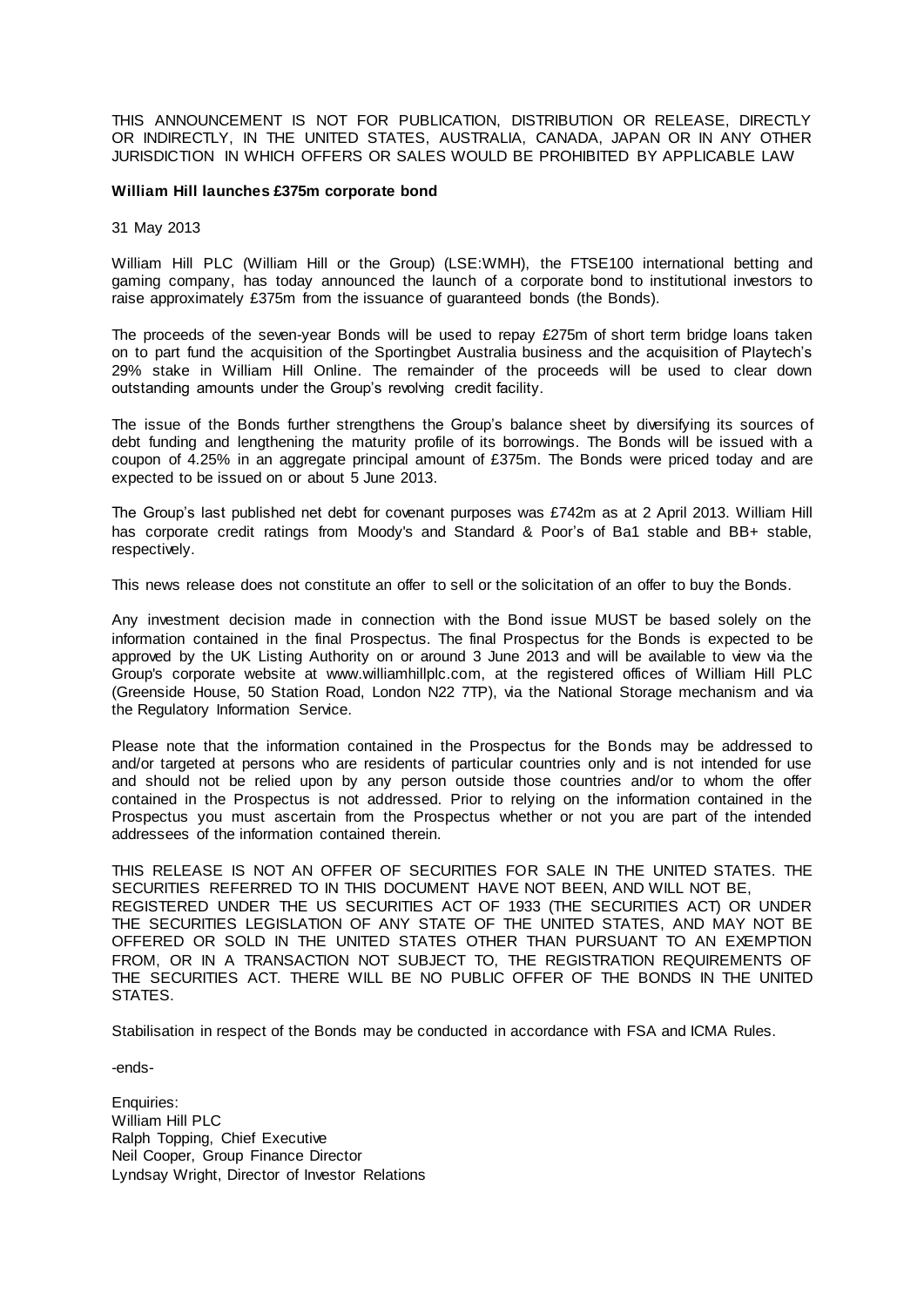THIS ANNOUNCEMENT IS NOT FOR PUBLICATION, DISTRIBUTION OR RELEASE, DIRECTLY OR INDIRECTLY, IN THE UNITED STATES, AUSTRALIA, CANADA, JAPAN OR IN ANY OTHER JURISDICTION IN WHICH OFFERS OR SALES WOULD BE PROHIBITED BY APPLICABLE LAW

**William Hill launches £375m corporate bond**

31 May 2013

William Hill PLC (William Hill or the Group) (LSE:WMH), the FTSE100 international betting and gaming company, has today announced the launch of a corporate bond to institutional investors to raise approximately £375m from the issuance of guaranteed bonds (the Bonds).

The proceeds of the seven-year Bonds will be used to repay £275m of short term bridge loans taken on to part fund the acquisition of the Sportingbet Australia business and the acquisition of Playtech's 29% stake in William Hill Online. The remainder of the proceeds will be used to clear down outstanding amounts under the Group's revolving credit facility.

The issue of the Bonds further strengthens the Group's balance sheet by diversifying its sources of debt funding and lengthening the maturity profile of its borrowings. The Bonds will be issued with a coupon of 4.25% in an aggregate principal amount of £375m. The Bonds were priced today and are expected to be issued on or about 5 June 2013.

The Group's last published net debt for covenant purposes was £742m as at 2 April 2013. William Hill has corporate credit ratings from Moody's and Standard & Poor's of Ba1 stable and BB+ stable, respectively.

This news release does not constitute an offer to sell or the solicitation of an offer to buy the Bonds.

Any investment decision made in connection with the Bond issue MUST be based solely on the information contained in the final Prospectus. The final Prospectus for the Bonds is expected to be approved by the UK Listing Authority on or around 3 June 2013 and will be available to view via the Group's corporate website at www.williamhillplc.com, at the registered offices of William Hill PLC (Greenside House, 50 Station Road, London N22 7TP), via the National Storage mechanism and via the Regulatory Information Service.

Please note that the information contained in the Prospectus for the Bonds may be addressed to and/or targeted at persons who are residents of particular countries only and is not intended for use and should not be relied upon by any person outside those countries and/or to whom the offer contained in the Prospectus is not addressed. Prior to relying on the information contained in the Prospectus you must ascertain from the Prospectus whether or not you are part of the intended addressees of the information contained therein.

THIS RELEASE IS NOT AN OFFER OF SECURITIES FOR SALE IN THE UNITED STATES. THE SECURITIES REFERRED TO IN THIS DOCUMENT HAVE NOT BEEN, AND WILL NOT BE, REGISTERED UNDER THE US SECURITIES ACT OF 1933 (THE SECURITIES ACT) OR UNDER THE SECURITIES LEGISLATION OF ANY STATE OF THE UNITED STATES, AND MAY NOT BE OFFERED OR SOLD IN THE UNITED STATES OTHER THAN PURSUANT TO AN EXEMPTION FROM, OR IN A TRANSACTION NOT SUBJECT TO, THE REGISTRATION REQUIREMENTS OF THE SECURITIES ACT. THERE WILL BE NO PUBLIC OFFER OF THE BONDS IN THE UNITED STATES.

Stabilisation in respect of the Bonds may be conducted in accordance with FSA and ICMA Rules.

-ends-

Enquiries:
William Hill PLC
Ralph Topping, Chief Executive
Neil Cooper, Group Finance Director
Lyndsay Wright, Director of Investor Relations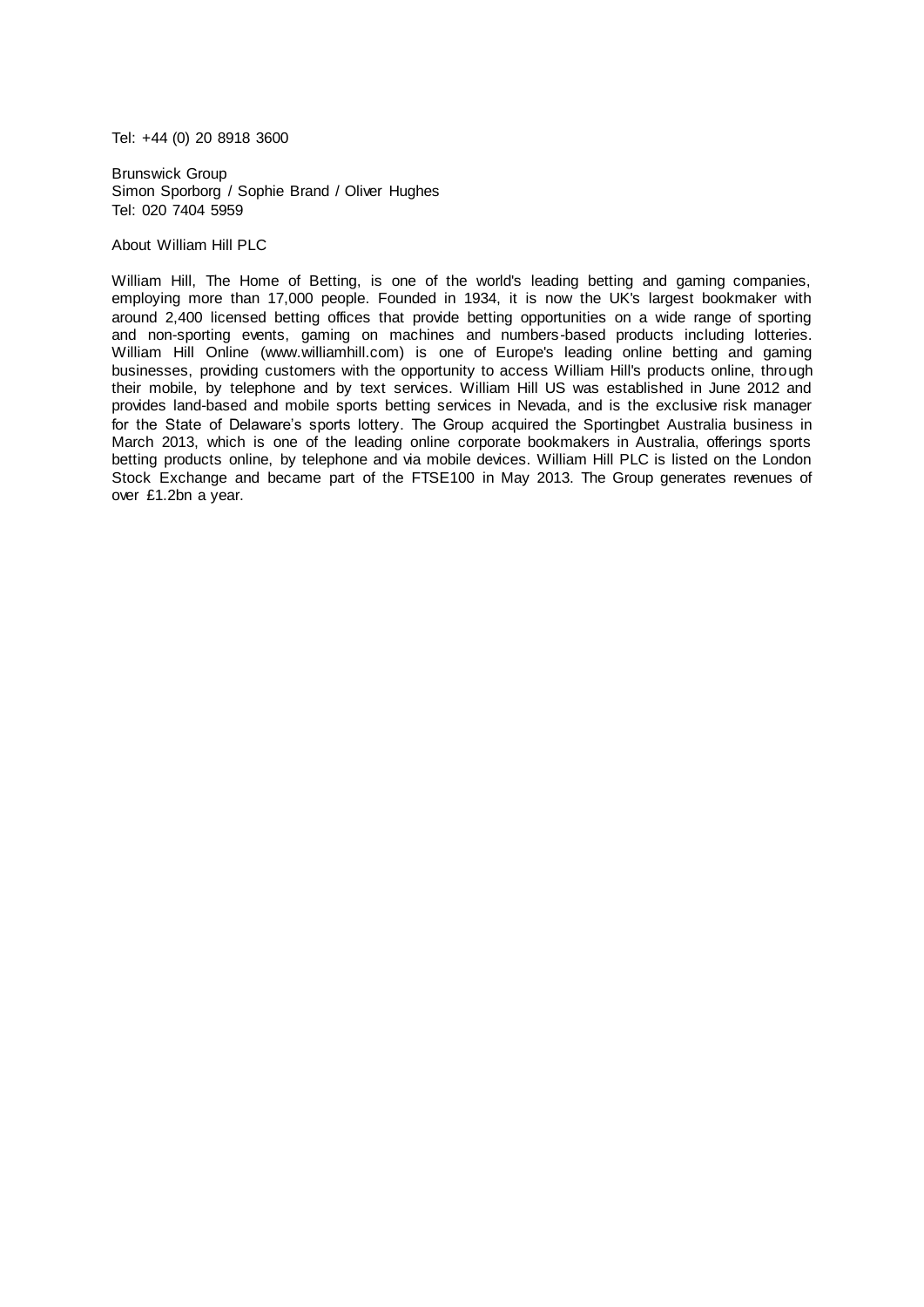Tel: +44 (0) 20 8918 3600

Brunswick Group
Simon Sporborg / Sophie Brand / Oliver Hughes
Tel: 020 7404 5959

About William Hill PLC

William Hill, The Home of Betting, is one of the world's leading betting and gaming companies, employing more than 17,000 people. Founded in 1934, it is now the UK's largest bookmaker with around 2,400 licensed betting offices that provide betting opportunities on a wide range of sporting and non-sporting events, gaming on machines and numbers-based products including lotteries. William Hill Online (www.williamhill.com) is one of Europe's leading online betting and gaming businesses, providing customers with the opportunity to access William Hill's products online, through their mobile, by telephone and by text services. William Hill US was established in June 2012 and provides land-based and mobile sports betting services in Nevada, and is the exclusive risk manager for the State of Delaware's sports lottery. The Group acquired the Sportingbet Australia business in March 2013, which is one of the leading online corporate bookmakers in Australia, offerings sports betting products online, by telephone and via mobile devices. William Hill PLC is listed on the London Stock Exchange and became part of the FTSE100 in May 2013. The Group generates revenues of over £1.2bn a year.